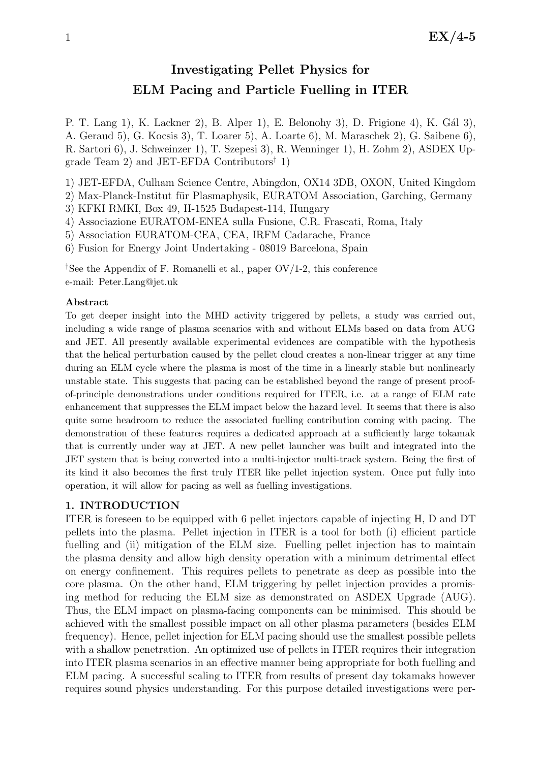# Investigating Pellet Physics for ELM Pacing and Particle Fuelling in ITER

P. T. Lang 1), K. Lackner 2), B. Alper 1), E. Belonohy 3), D. Frigione 4), K. Gál 3), A. Geraud 5), G. Kocsis 3), T. Loarer 5), A. Loarte 6), M. Maraschek 2), G. Saibene 6), R. Sartori 6), J. Schweinzer 1), T. Szepesi 3), R. Wenninger 1), H. Zohm 2), ASDEX Upgrade Team 2) and JET-EFDA Contributors† 1)

1) JET-EFDA, Culham Science Centre, Abingdon, OX14 3DB, OXON, United Kingdom
2) Max-Planck-Institut für Plasmaphysik, EURATOM Association, Garching, Germany
3) KFKI RMKI, Box 49, H-1525 Budapest-114, Hungary
4) Associazione EURATOM-ENEA sulla Fusione, C.R. Frascati, Roma, Italy
5) Association EURATOM-CEA, CEA, IRFM Cadarache, France
6) Fusion for Energy Joint Undertaking - 08019 Barcelona, Spain

†See the Appendix of F. Romanelli et al., paper OV/1-2, this conference
e-mail: Peter.Lang@jet.uk

**Abstract**

To get deeper insight into the MHD activity triggered by pellets, a study was carried out, including a wide range of plasma scenarios with and without ELMs based on data from AUG and JET. All presently available experimental evidences are compatible with the hypothesis that the helical perturbation caused by the pellet cloud creates a non-linear trigger at any time during an ELM cycle where the plasma is most of the time in a linearly stable but nonlinearly unstable state. This suggests that pacing can be established beyond the range of present proof-of-principle demonstrations under conditions required for ITER, i.e. at a range of ELM rate enhancement that suppresses the ELM impact below the hazard level. It seems that there is also quite some headroom to reduce the associated fuelling contribution coming with pacing. The demonstration of these features requires a dedicated approach at a sufficiently large tokamak that is currently under way at JET. A new pellet launcher was built and integrated into the JET system that is being converted into a multi-injector multi-track system. Being the first of its kind it also becomes the first truly ITER like pellet injection system. Once put fully into operation, it will allow for pacing as well as fuelling investigations.

## 1. INTRODUCTION

ITER is foreseen to be equipped with 6 pellet injectors capable of injecting H, D and DT pellets into the plasma. Pellet injection in ITER is a tool for both (i) efficient particle fuelling and (ii) mitigation of the ELM size. Fuelling pellet injection has to maintain the plasma density and allow high density operation with a minimum detrimental effect on energy confinement. This requires pellets to penetrate as deep as possible into the core plasma. On the other hand, ELM triggering by pellet injection provides a promising method for reducing the ELM size as demonstrated on ASDEX Upgrade (AUG). Thus, the ELM impact on plasma-facing components can be minimised. This should be achieved with the smallest possible impact on all other plasma parameters (besides ELM frequency). Hence, pellet injection for ELM pacing should use the smallest possible pellets with a shallow penetration. An optimized use of pellets in ITER requires their integration into ITER plasma scenarios in an effective manner being appropriate for both fuelling and ELM pacing. A successful scaling to ITER from results of present day tokamaks however requires sound physics understanding. For this purpose detailed investigations were per-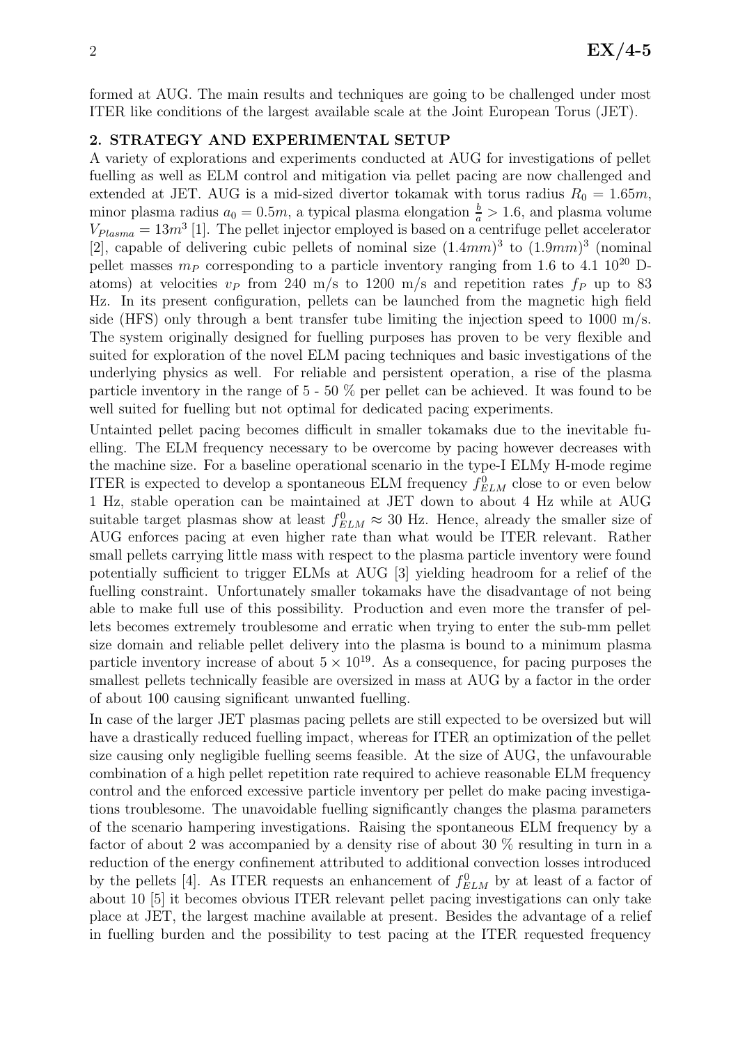formed at AUG. The main results and techniques are going to be challenged under most ITER like conditions of the largest available scale at the Joint European Torus (JET).

## 2. STRATEGY AND EXPERIMENTAL SETUP

A variety of explorations and experiments conducted at AUG for investigations of pellet fuelling as well as ELM control and mitigation via pellet pacing are now challenged and extended at JET. AUG is a mid-sized divertor tokamak with torus radius $R_0 = 1.65m$, minor plasma radius $a_0 = 0.5m$, a typical plasma elongation $\frac{b}{a} > 1.6$, and plasma volume $V_{Plasma} = 13m^3$ [1]. The pellet injector employed is based on a centrifuge pellet accelerator [2], capable of delivering cubic pellets of nominal size $(1.4mm)^3$ to $(1.9mm)^3$ (nominal pellet masses $m_P$ corresponding to a particle inventory ranging from 1.6 to 4.1 $10^{20}$ D-atoms) at velocities $v_P$ from 240 m/s to 1200 m/s and repetition rates $f_P$ up to 83 Hz. In its present configuration, pellets can be launched from the magnetic high field side (HFS) only through a bent transfer tube limiting the injection speed to 1000 m/s. The system originally designed for fuelling purposes has proven to be very flexible and suited for exploration of the novel ELM pacing techniques and basic investigations of the underlying physics as well. For reliable and persistent operation, a rise of the plasma particle inventory in the range of 5 - 50 % per pellet can be achieved. It was found to be well suited for fuelling but not optimal for dedicated pacing experiments.

Untainted pellet pacing becomes difficult in smaller tokamaks due to the inevitable fuelling. The ELM frequency necessary to be overcome by pacing however decreases with the machine size. For a baseline operational scenario in the type-I ELMy H-mode regime ITER is expected to develop a spontaneous ELM frequency $f^0_{ELM}$ close to or even below 1 Hz, stable operation can be maintained at JET down to about 4 Hz while at AUG suitable target plasmas show at least $f^0_{ELM} \approx 30$ Hz. Hence, already the smaller size of AUG enforces pacing at even higher rate than what would be ITER relevant. Rather small pellets carrying little mass with respect to the plasma particle inventory were found potentially sufficient to trigger ELMs at AUG [3] yielding headroom for a relief of the fuelling constraint. Unfortunately smaller tokamaks have the disadvantage of not being able to make full use of this possibility. Production and even more the transfer of pellets becomes extremely troublesome and erratic when trying to enter the sub-mm pellet size domain and reliable pellet delivery into the plasma is bound to a minimum plasma particle inventory increase of about $5 \times 10^{19}$. As a consequence, for pacing purposes the smallest pellets technically feasible are oversized in mass at AUG by a factor in the order of about 100 causing significant unwanted fuelling.

In case of the larger JET plasmas pacing pellets are still expected to be oversized but will have a drastically reduced fuelling impact, whereas for ITER an optimization of the pellet size causing only negligible fuelling seems feasible. At the size of AUG, the unfavourable combination of a high pellet repetition rate required to achieve reasonable ELM frequency control and the enforced excessive particle inventory per pellet do make pacing investigations troublesome. The unavoidable fuelling significantly changes the plasma parameters of the scenario hampering investigations. Raising the spontaneous ELM frequency by a factor of about 2 was accompanied by a density rise of about 30 % resulting in turn in a reduction of the energy confinement attributed to additional convection losses introduced by the pellets [4]. As ITER requests an enhancement of $f^0_{ELM}$ by at least of a factor of about 10 [5] it becomes obvious ITER relevant pellet pacing investigations can only take place at JET, the largest machine available at present. Besides the advantage of a relief in fuelling burden and the possibility to test pacing at the ITER requested frequency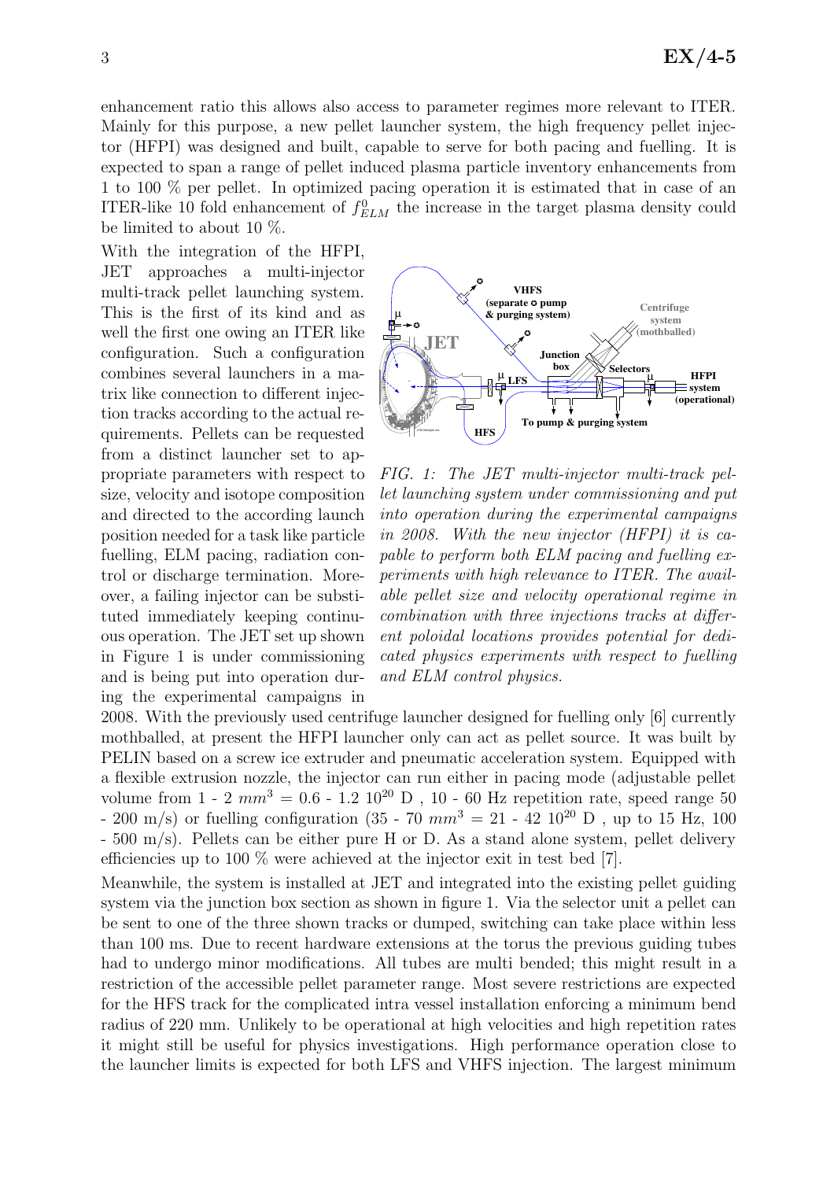enhancement ratio this allows also access to parameter regimes more relevant to ITER. Mainly for this purpose, a new pellet launcher system, the high frequency pellet injector (HFPI) was designed and built, capable to serve for both pacing and fuelling. It is expected to span a range of pellet induced plasma particle inventory enhancements from 1 to 100 % per pellet. In optimized pacing operation it is estimated that in case of an ITER-like 10 fold enhancement of $f^0_{ELM}$ the increase in the target plasma density could be limited to about 10 %.

With the integration of the HFPI, JET approaches a multi-injector multi-track pellet launching system. This is the first of its kind and as well the first one owing an ITER like configuration. Such a configuration combines several launchers in a matrix like connection to different injection tracks according to the actual requirements. Pellets can be requested from a distinct launcher set to appropriate parameters with respect to size, velocity and isotope composition and directed to the according launch position needed for a task like particle fuelling, ELM pacing, radiation control or discharge termination. Moreover, a failing injector can be substituted immediately keeping continuous operation. The JET set up shown in Figure 1 is under commissioning and is being put into operation during the experimental campaigns in 2008. With the previously used centrifuge launcher designed for fuelling only [6] currently mothballed, at present the HFPI launcher only can act as pellet source. It was built by PELIN based on a screw ice extruder and pneumatic acceleration system. Equipped with a flexible extrusion nozzle, the injector can run either in pacing mode (adjustable pellet volume from 1 - 2 $mm^3$ = 0.6 - 1.2 $10^{20}$ D , 10 - 60 Hz repetition rate, speed range 50 - 200 m/s) or fuelling configuration (35 - 70 $mm^3$ = 21 - 42 $10^{20}$ D , up to 15 Hz, 100 - 500 m/s). Pellets can be either pure H or D. As a stand alone system, pellet delivery efficiencies up to 100 % were achieved at the injector exit in test bed [7].

*FIG. 1: The JET multi-injector multi-track pellet launching system under commissioning and put into operation during the experimental campaigns in 2008. With the new injector (HFPI) it is capable to perform both ELM pacing and fuelling experiments with high relevance to ITER. The available pellet size and velocity operational regime in combination with three injections tracks at different poloidal locations provides potential for dedicated physics experiments with respect to fuelling and ELM control physics.*

Meanwhile, the system is installed at JET and integrated into the existing pellet guiding system via the junction box section as shown in figure 1. Via the selector unit a pellet can be sent to one of the three shown tracks or dumped, switching can take place within less than 100 ms. Due to recent hardware extensions at the torus the previous guiding tubes had to undergo minor modifications. All tubes are multi bended; this might result in a restriction of the accessible pellet parameter range. Most severe restrictions are expected for the HFS track for the complicated intra vessel installation enforcing a minimum bend radius of 220 mm. Unlikely to be operational at high velocities and high repetition rates it might still be useful for physics investigations. High performance operation close to the launcher limits is expected for both LFS and VHFS injection. The largest minimum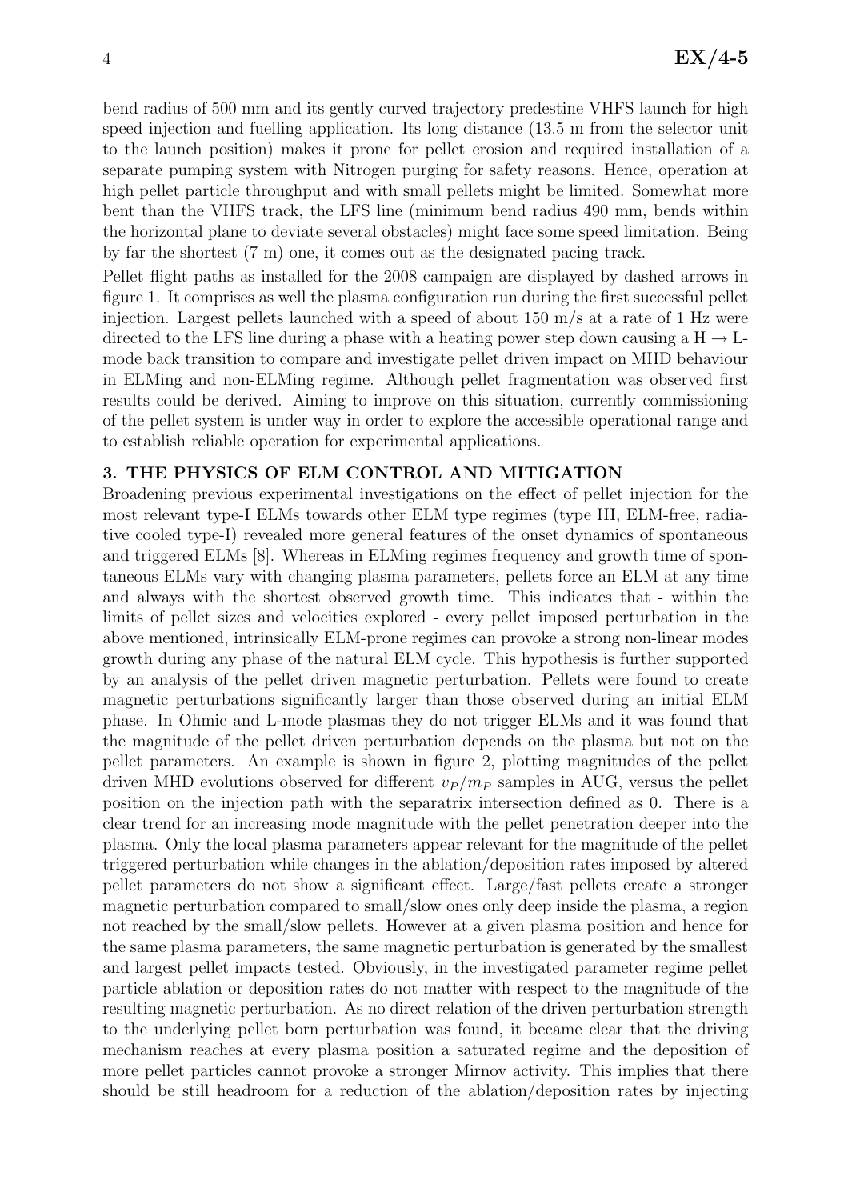bend radius of 500 mm and its gently curved trajectory predestine VHFS launch for high speed injection and fuelling application. Its long distance (13.5 m from the selector unit to the launch position) makes it prone for pellet erosion and required installation of a separate pumping system with Nitrogen purging for safety reasons. Hence, operation at high pellet particle throughput and with small pellets might be limited. Somewhat more bent than the VHFS track, the LFS line (minimum bend radius 490 mm, bends within the horizontal plane to deviate several obstacles) might face some speed limitation. Being by far the shortest (7 m) one, it comes out as the designated pacing track.

Pellet flight paths as installed for the 2008 campaign are displayed by dashed arrows in figure 1. It comprises as well the plasma configuration run during the first successful pellet injection. Largest pellets launched with a speed of about 150 m/s at a rate of 1 Hz were directed to the LFS line during a phase with a heating power step down causing a H $\rightarrow$ L-mode back transition to compare and investigate pellet driven impact on MHD behaviour in ELMing and non-ELMing regime. Although pellet fragmentation was observed first results could be derived. Aiming to improve on this situation, currently commissioning of the pellet system is under way in order to explore the accessible operational range and to establish reliable operation for experimental applications.

## 3. THE PHYSICS OF ELM CONTROL AND MITIGATION

Broadening previous experimental investigations on the effect of pellet injection for the most relevant type-I ELMs towards other ELM type regimes (type III, ELM-free, radiative cooled type-I) revealed more general features of the onset dynamics of spontaneous and triggered ELMs [8]. Whereas in ELMing regimes frequency and growth time of spontaneous ELMs vary with changing plasma parameters, pellets force an ELM at any time and always with the shortest observed growth time. This indicates that - within the limits of pellet sizes and velocities explored - every pellet imposed perturbation in the above mentioned, intrinsically ELM-prone regimes can provoke a strong non-linear modes growth during any phase of the natural ELM cycle. This hypothesis is further supported by an analysis of the pellet driven magnetic perturbation. Pellets were found to create magnetic perturbations significantly larger than those observed during an initial ELM phase. In Ohmic and L-mode plasmas they do not trigger ELMs and it was found that the magnitude of the pellet driven perturbation depends on the plasma but not on the pellet parameters. An example is shown in figure 2, plotting magnitudes of the pellet driven MHD evolutions observed for different $v_P/m_P$ samples in AUG, versus the pellet position on the injection path with the separatrix intersection defined as 0. There is a clear trend for an increasing mode magnitude with the pellet penetration deeper into the plasma. Only the local plasma parameters appear relevant for the magnitude of the pellet triggered perturbation while changes in the ablation/deposition rates imposed by altered pellet parameters do not show a significant effect. Large/fast pellets create a stronger magnetic perturbation compared to small/slow ones only deep inside the plasma, a region not reached by the small/slow pellets. However at a given plasma position and hence for the same plasma parameters, the same magnetic perturbation is generated by the smallest and largest pellet impacts tested. Obviously, in the investigated parameter regime pellet particle ablation or deposition rates do not matter with respect to the magnitude of the resulting magnetic perturbation. As no direct relation of the driven perturbation strength to the underlying pellet born perturbation was found, it became clear that the driving mechanism reaches at every plasma position a saturated regime and the deposition of more pellet particles cannot provoke a stronger Mirnov activity. This implies that there should be still headroom for a reduction of the ablation/deposition rates by injecting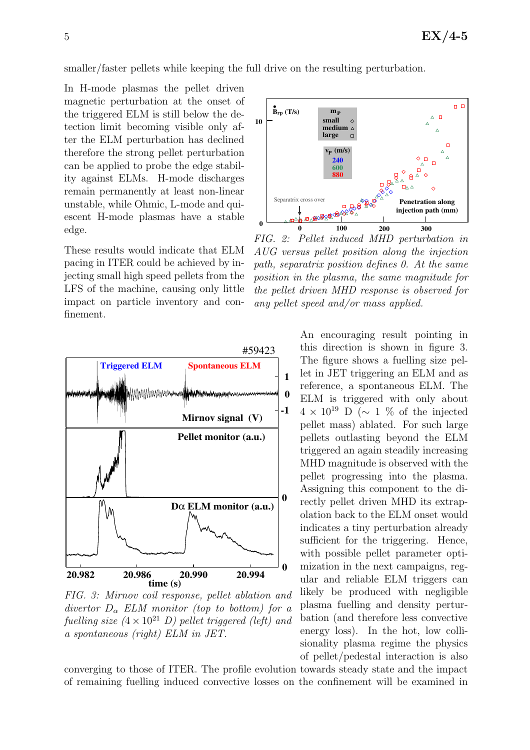smaller/faster pellets while keeping the full drive on the resulting perturbation.

In H-mode plasmas the pellet driven magnetic perturbation at the onset of the triggered ELM is still below the detection limit becoming visible only after the ELM perturbation has declined therefore the strong pellet perturbation can be applied to probe the edge stability against ELMs. H-mode discharges remain permanently at least non-linear unstable, while Ohmic, L-mode and quiescent H-mode plasmas have a stable edge.

These results would indicate that ELM pacing in ITER could be achieved by injecting small high speed pellets from the LFS of the machine, causing only little impact on particle inventory and confinement.

*FIG. 2: Pellet induced MHD perturbation in AUG versus pellet position along the injection path, separatrix position defines 0. At the same position in the plasma, the same magnitude for the pellet driven MHD response is observed for any pellet speed and/or mass applied.*

An encouraging result pointing in this direction is shown in figure 3. The figure shows a fuelling size pellet in JET triggering an ELM and as reference, a spontaneous ELM. The ELM is triggered with only about $4 \times 10^{19}$ D ($\sim$ 1 % of the injected pellet mass) ablated. For such large pellets outlasting beyond the ELM triggered an again steadily increasing MHD magnitude is observed with the pellet progressing into the plasma. Assigning this component to the directly pellet driven MHD its extrapolation back to the ELM onset would indicates a tiny perturbation already sufficient for the triggering. Hence, with possible pellet parameter optimization in the next campaigns, regular and reliable ELM triggers can likely be produced with negligible plasma fuelling and density perturbation (and therefore less convective energy loss). In the hot, low collisionality plasma regime the physics of pellet/pedestal interaction is also converging to those of ITER. The profile evolution towards steady state and the impact of remaining fuelling induced convective losses on the confinement will be examined in

*FIG. 3: Mirnov coil response, pellet ablation and divertor $D_\alpha$ ELM monitor (top to bottom) for a fuelling size ($4 \times 10^{21}$ D) pellet triggered (left) and a spontaneous (right) ELM in JET.*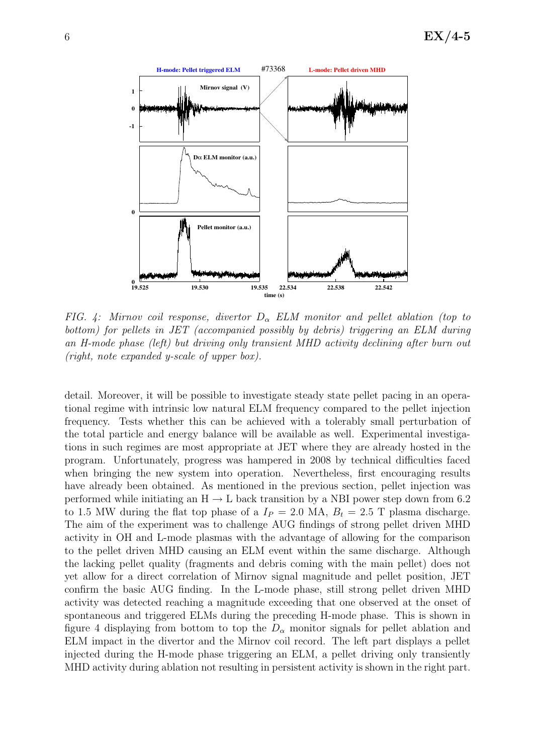*FIG. 4: Mirnov coil response, divertor $D_\alpha$ ELM monitor and pellet ablation (top to bottom) for pellets in JET (accompanied possibly by debris) triggering an ELM during an H-mode phase (left) but driving only transient MHD activity declining after burn out (right, note expanded y-scale of upper box).*

detail. Moreover, it will be possible to investigate steady state pellet pacing in an operational regime with intrinsic low natural ELM frequency compared to the pellet injection frequency. Tests whether this can be achieved with a tolerably small perturbation of the total particle and energy balance will be available as well. Experimental investigations in such regimes are most appropriate at JET where they are already hosted in the program. Unfortunately, progress was hampered in 2008 by technical difficulties faced when bringing the new system into operation. Nevertheless, first encouraging results have already been obtained. As mentioned in the previous section, pellet injection was performed while initiating an H $\rightarrow$ L back transition by a NBI power step down from 6.2 to 1.5 MW during the flat top phase of a $I_P$ = 2.0 MA, $B_t$ = 2.5 T plasma discharge. The aim of the experiment was to challenge AUG findings of strong pellet driven MHD activity in OH and L-mode plasmas with the advantage of allowing for the comparison to the pellet driven MHD causing an ELM event within the same discharge. Although the lacking pellet quality (fragments and debris coming with the main pellet) does not yet allow for a direct correlation of Mirnov signal magnitude and pellet position, JET confirm the basic AUG finding. In the L-mode phase, still strong pellet driven MHD activity was detected reaching a magnitude exceeding that one observed at the onset of spontaneous and triggered ELMs during the preceding H-mode phase. This is shown in figure 4 displaying from bottom to top the $D_\alpha$ monitor signals for pellet ablation and ELM impact in the divertor and the Mirnov coil record. The left part displays a pellet injected during the H-mode phase triggering an ELM, a pellet driving only transiently MHD activity during ablation not resulting in persistent activity is shown in the right part.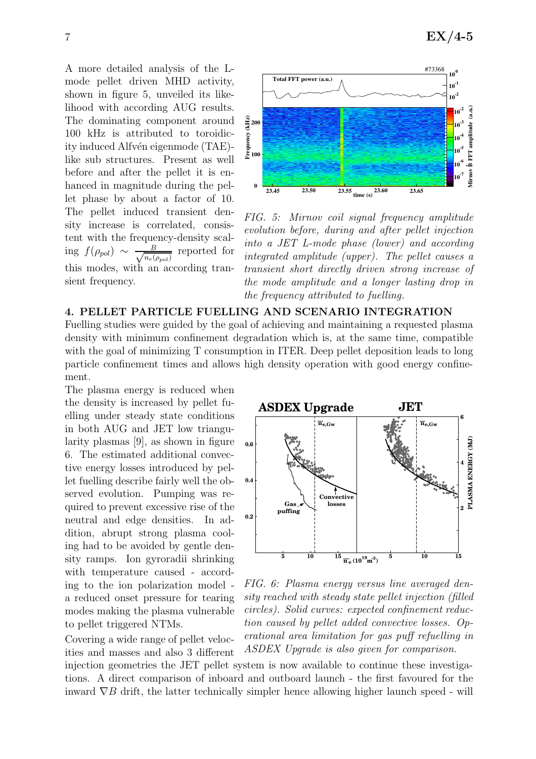A more detailed analysis of the L-mode pellet driven MHD activity, shown in figure 5, unveiled its likelihood with according AUG results. The dominating component around 100 kHz is attributed to toroidicity induced Alfvén eigenmode (TAE)-like sub structures. Present as well before and after the pellet it is enhanced in magnitude during the pellet phase by about a factor of 10. The pellet induced transient density increase is correlated, consistent with the frequency-density scaling $f(\rho_{pol}) \sim \frac{B}{\sqrt{n_e(\rho_{pol})}}$ reported for this modes, with an according transient frequency.

*FIG. 5: Mirnov coil signal frequency amplitude evolution before, during and after pellet injection into a JET L-mode phase (lower) and according integrated amplitude (upper). The pellet causes a transient short directly driven strong increase of the mode amplitude and a longer lasting drop in the frequency attributed to fuelling.*

## 4. PELLET PARTICLE FUELLING AND SCENARIO INTEGRATION

Fuelling studies were guided by the goal of achieving and maintaining a requested plasma density with minimum confinement degradation which is, at the same time, compatible with the goal of minimizing T consumption in ITER. Deep pellet deposition leads to long particle confinement times and allows high density operation with good energy confinement.

The plasma energy is reduced when the density is increased by pellet fuelling under steady state conditions in both AUG and JET low triangularity plasmas [9], as shown in figure 6. The estimated additional convective energy losses introduced by pellet fuelling describe fairly well the observed evolution. Pumping was required to prevent excessive rise of the neutral and edge densities. In addition, abrupt strong plasma cooling had to be avoided by gentle density ramps. Ion gyroradii shrinking with temperature caused - according to the ion polarization model - a reduced onset pressure for tearing modes making the plasma vulnerable to pellet triggered NTMs.

*FIG. 6: Plasma energy versus line averaged density reached with steady state pellet injection (filled circles). Solid curves: expected confinement reduction caused by pellet added convective losses. Operational area limitation for gas puff refuelling in ASDEX Upgrade is also given for comparison.*

Covering a wide range of pellet velocities and masses and also 3 different injection geometries the JET pellet system is now available to continue these investigations. A direct comparison of inboard and outboard launch - the first favoured for the inward $\nabla B$ drift, the latter technically simpler hence allowing higher launch speed - will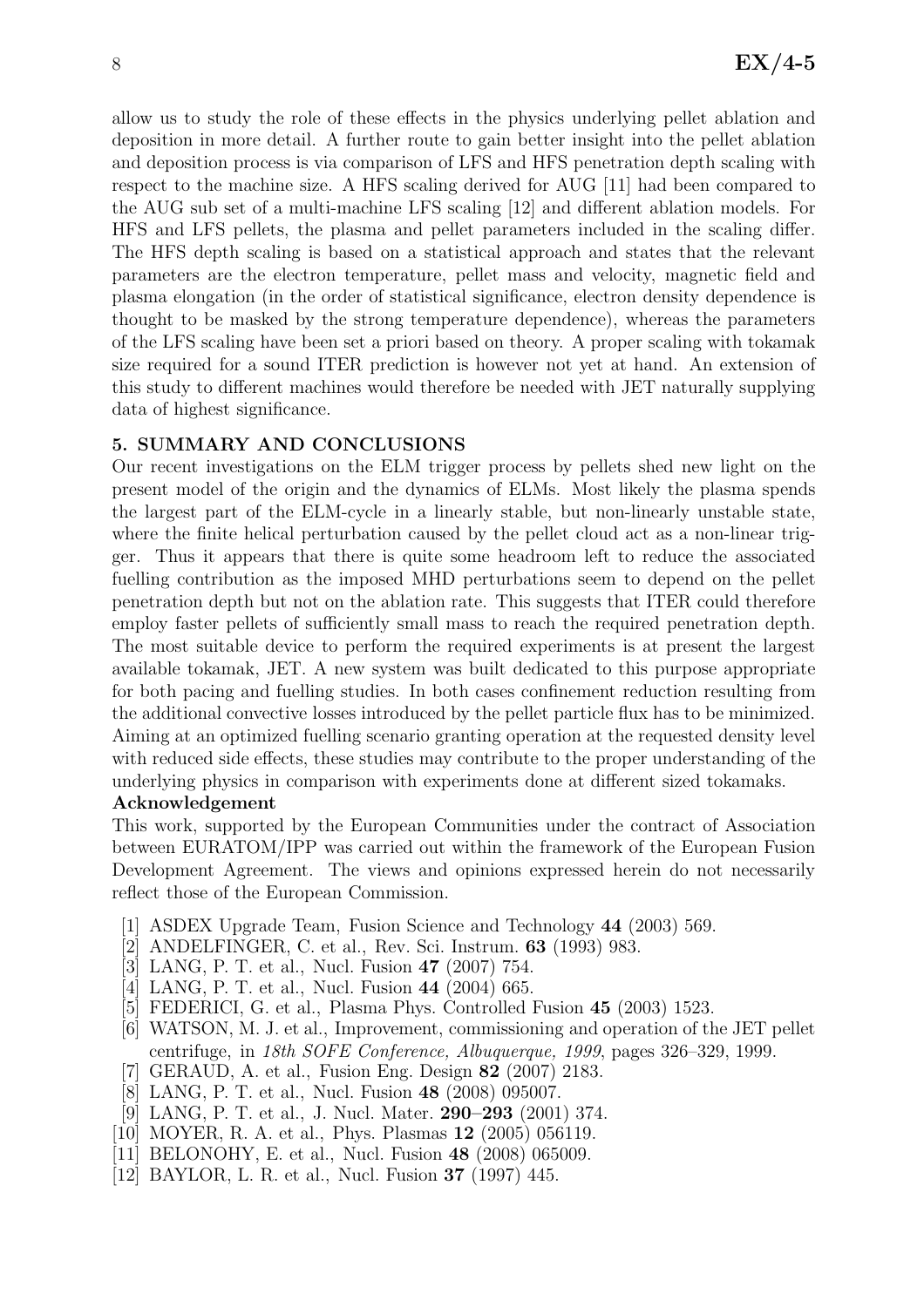allow us to study the role of these effects in the physics underlying pellet ablation and deposition in more detail. A further route to gain better insight into the pellet ablation and deposition process is via comparison of LFS and HFS penetration depth scaling with respect to the machine size. A HFS scaling derived for AUG [11] had been compared to the AUG sub set of a multi-machine LFS scaling [12] and different ablation models. For HFS and LFS pellets, the plasma and pellet parameters included in the scaling differ. The HFS depth scaling is based on a statistical approach and states that the relevant parameters are the electron temperature, pellet mass and velocity, magnetic field and plasma elongation (in the order of statistical significance, electron density dependence is thought to be masked by the strong temperature dependence), whereas the parameters of the LFS scaling have been set a priori based on theory. A proper scaling with tokamak size required for a sound ITER prediction is however not yet at hand. An extension of this study to different machines would therefore be needed with JET naturally supplying data of highest significance.

## 5. SUMMARY AND CONCLUSIONS

Our recent investigations on the ELM trigger process by pellets shed new light on the present model of the origin and the dynamics of ELMs. Most likely the plasma spends the largest part of the ELM-cycle in a linearly stable, but non-linearly unstable state, where the finite helical perturbation caused by the pellet cloud act as a non-linear trigger. Thus it appears that there is quite some headroom left to reduce the associated fuelling contribution as the imposed MHD perturbations seem to depend on the pellet penetration depth but not on the ablation rate. This suggests that ITER could therefore employ faster pellets of sufficiently small mass to reach the required penetration depth. The most suitable device to perform the required experiments is at present the largest available tokamak, JET. A new system was built dedicated to this purpose appropriate for both pacing and fuelling studies. In both cases confinement reduction resulting from the additional convective losses introduced by the pellet particle flux has to be minimized. Aiming at an optimized fuelling scenario granting operation at the requested density level with reduced side effects, these studies may contribute to the proper understanding of the underlying physics in comparison with experiments done at different sized tokamaks.

**Acknowledgement**

This work, supported by the European Communities under the contract of Association between EURATOM/IPP was carried out within the framework of the European Fusion Development Agreement. The views and opinions expressed herein do not necessarily reflect those of the European Commission.

[1] ASDEX Upgrade Team, Fusion Science and Technology **44** (2003) 569.
[2] ANDELFINGER, C. et al., Rev. Sci. Instrum. **63** (1993) 983.
[3] LANG, P. T. et al., Nucl. Fusion **47** (2007) 754.
[4] LANG, P. T. et al., Nucl. Fusion **44** (2004) 665.
[5] FEDERICI, G. et al., Plasma Phys. Controlled Fusion **45** (2003) 1523.
[6] WATSON, M. J. et al., Improvement, commissioning and operation of the JET pellet centrifuge, in *18th SOFE Conference, Albuquerque, 1999*, pages 326–329, 1999.
[7] GERAUD, A. et al., Fusion Eng. Design **82** (2007) 2183.
[8] LANG, P. T. et al., Nucl. Fusion **48** (2008) 095007.
[9] LANG, P. T. et al., J. Nucl. Mater. **290–293** (2001) 374.
[10] MOYER, R. A. et al., Phys. Plasmas **12** (2005) 056119.
[11] BELONOHY, E. et al., Nucl. Fusion **48** (2008) 065009.
[12] BAYLOR, L. R. et al., Nucl. Fusion **37** (1997) 445.